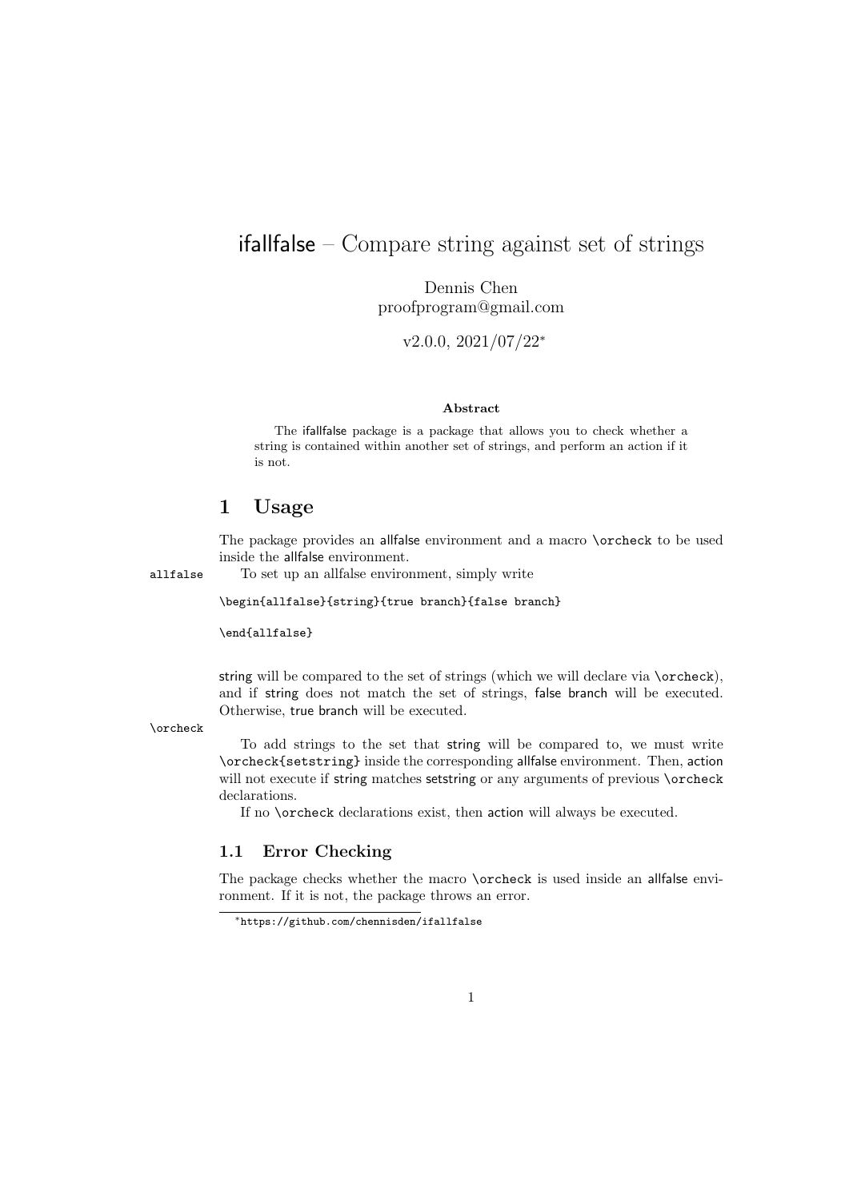# ifallfalse – Compare string against set of strings

Dennis Chen
proofprogram@gmail.com

v2.0.0, 2021/07/22[*]

**Abstract**

The ifallfalse package is a package that allows you to check whether a string is contained within another set of strings, and perform an action if it is not.

## 1 Usage

The package provides an allfalse environment and a macro `\orcheck` to be used inside the allfalse environment.

allfalse

To set up an allfalse environment, simply write

```
\begin{allfalse}{string}{true branch}{false branch}

\end{allfalse}
```

string will be compared to the set of strings (which we will declare via `\orcheck`), and if string does not match the set of strings, false branch will be executed. Otherwise, true branch will be executed.

`\orcheck`

To add strings to the set that string will be compared to, we must write `\orcheck{setstring}` inside the corresponding allfalse environment. Then, action will not execute if string matches setstring or any arguments of previous `\orcheck` declarations.

If no `\orcheck` declarations exist, then action will always be executed.

### 1.1 Error Checking

The package checks whether the macro `\orcheck` is used inside an allfalse environment. If it is not, the package throws an error.

[*] https://github.com/chennisden/ifallfalse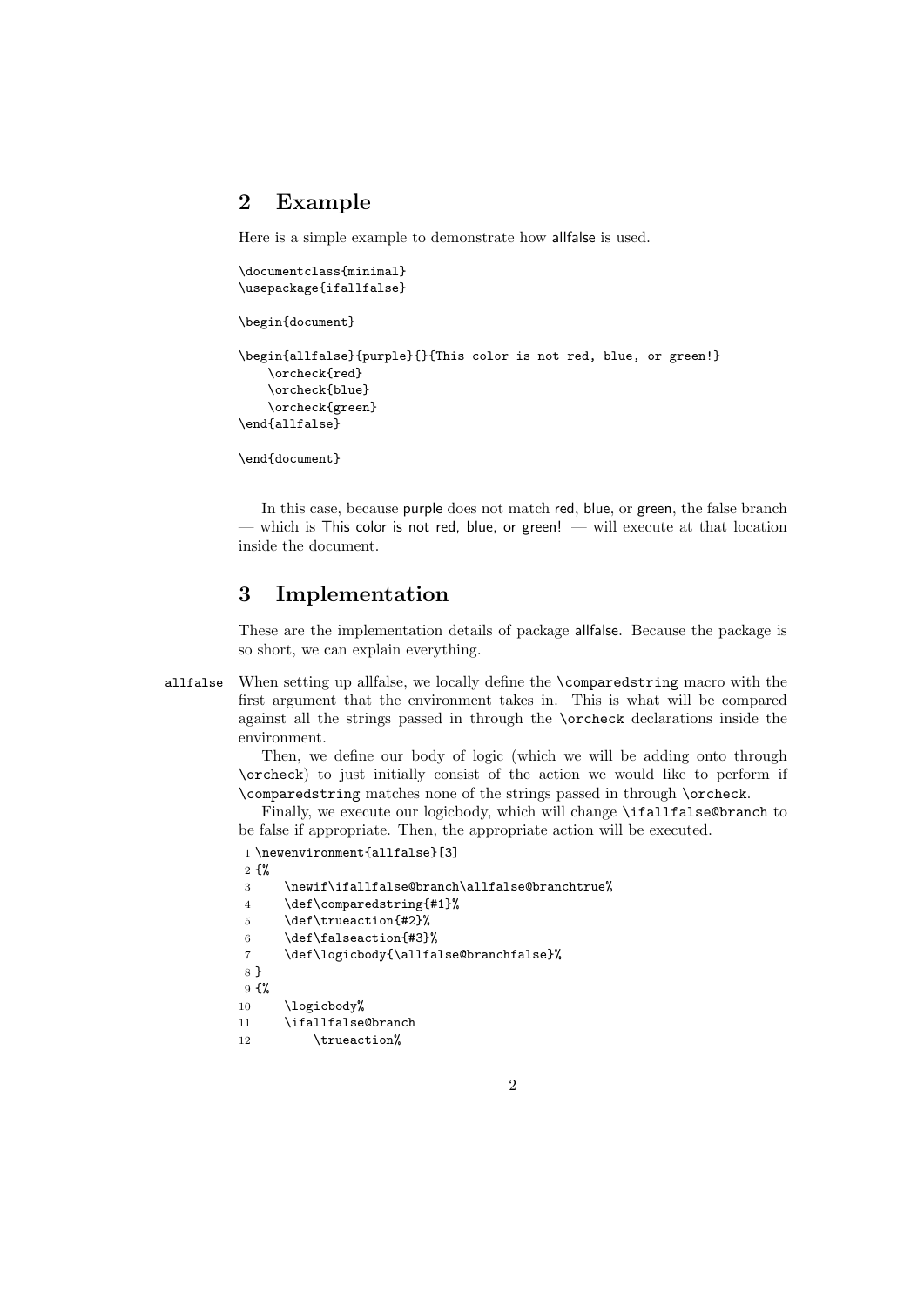## 2 Example

Here is a simple example to demonstrate how allfalse is used.

```
\documentclass{minimal}
\usepackage{ifallfalse}

\begin{document}

\begin{allfalse}{purple}{}{This color is not red, blue, or green!}
    \orcheck{red}
    \orcheck{blue}
    \orcheck{green}
\end{allfalse}

\end{document}
```

In this case, because purple does not match red, blue, or green, the false branch — which is This color is not red, blue, or green! — will execute at that location inside the document.

## 3 Implementation

These are the implementation details of package allfalse. Because the package is so short, we can explain everything.

`allfalse` When setting up allfalse, we locally define the `\comparedstring` macro with the first argument that the environment takes in. This is what will be compared against all the strings passed in through the `\orcheck` declarations inside the environment.

Then, we define our body of logic (which we will be adding onto through `\orcheck`) to just initially consist of the action we would like to perform if `\comparedstring` matches none of the strings passed in through `\orcheck`.

Finally, we execute our logicbody, which will change `\ifallfalse@branch` to be false if appropriate. Then, the appropriate action will be executed.

```
1 \newenvironment{allfalse}[3]
2 {%
3     \newif\ifallfalse@branch\allfalse@branchtrue%
4     \def\comparedstring{#1}%
5     \def\trueaction{#2}%
6     \def\falseaction{#3}%
7     \def\logicbody{\allfalse@branchfalse}%
8 }
9 {%
10     \logicbody%
11     \ifallfalse@branch
12         \trueaction%
```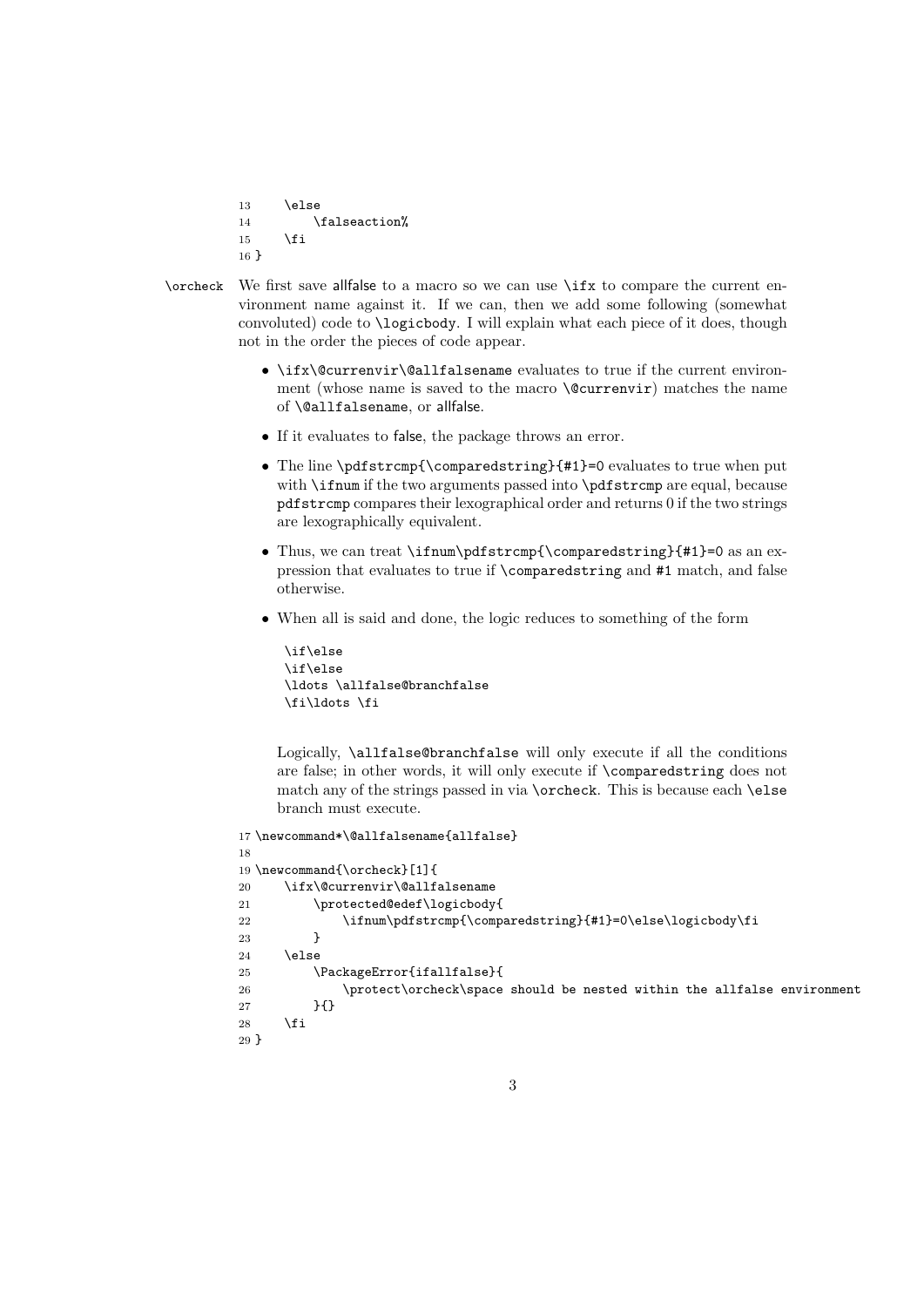```
13     \else
14         \falseaction%
15     \fi
16 }
```

`\orcheck` We first save allfalse to a macro so we can use `\ifx` to compare the current environment name against it. If we can, then we add some following (somewhat convoluted) code to `\logicbody`. I will explain what each piece of it does, though not in the order the pieces of code appear.

- `\ifx\@currenvir\@allfalsename` evaluates to true if the current environment (whose name is saved to the macro `\@currenvir`) matches the name of `\@allfalsename`, or allfalse.
- If it evaluates to false, the package throws an error.
- The line `\pdfstrcmp{\comparedstring}{#1}=0` evaluates to true when put with `\ifnum` if the two arguments passed into `\pdfstrcmp` are equal, because `pdfstrcmp` compares their lexographical order and returns 0 if the two strings are lexographically equivalent.
- Thus, we can treat `\ifnum\pdfstrcmp{\comparedstring}{#1}=0` as an expression that evaluates to true if `\comparedstring` and `#1` match, and false otherwise.
- When all is said and done, the logic reduces to something of the form

  ```
  \if\else
  \if\else
  \ldots \allfalse@branchfalse
  \fi\ldots \fi
  ```

  Logically, `\allfalse@branchfalse` will only execute if all the conditions are false; in other words, it will only execute if `\comparedstring` does not match any of the strings passed in via `\orcheck`. This is because each `\else` branch must execute.

```
17 \newcommand*\@allfalsename{allfalse}
18
19 \newcommand{\orcheck}[1]{
20     \ifx\@currenvir\@allfalsename
21         \protected@edef\logicbody{
22             \ifnum\pdfstrcmp{\comparedstring}{#1}=0\else\logicbody\fi
23         }
24     \else
25         \PackageError{ifallfalse}{
26             \protect\orcheck\space should be nested within the allfalse environment
27         }{}
28     \fi
29 }
```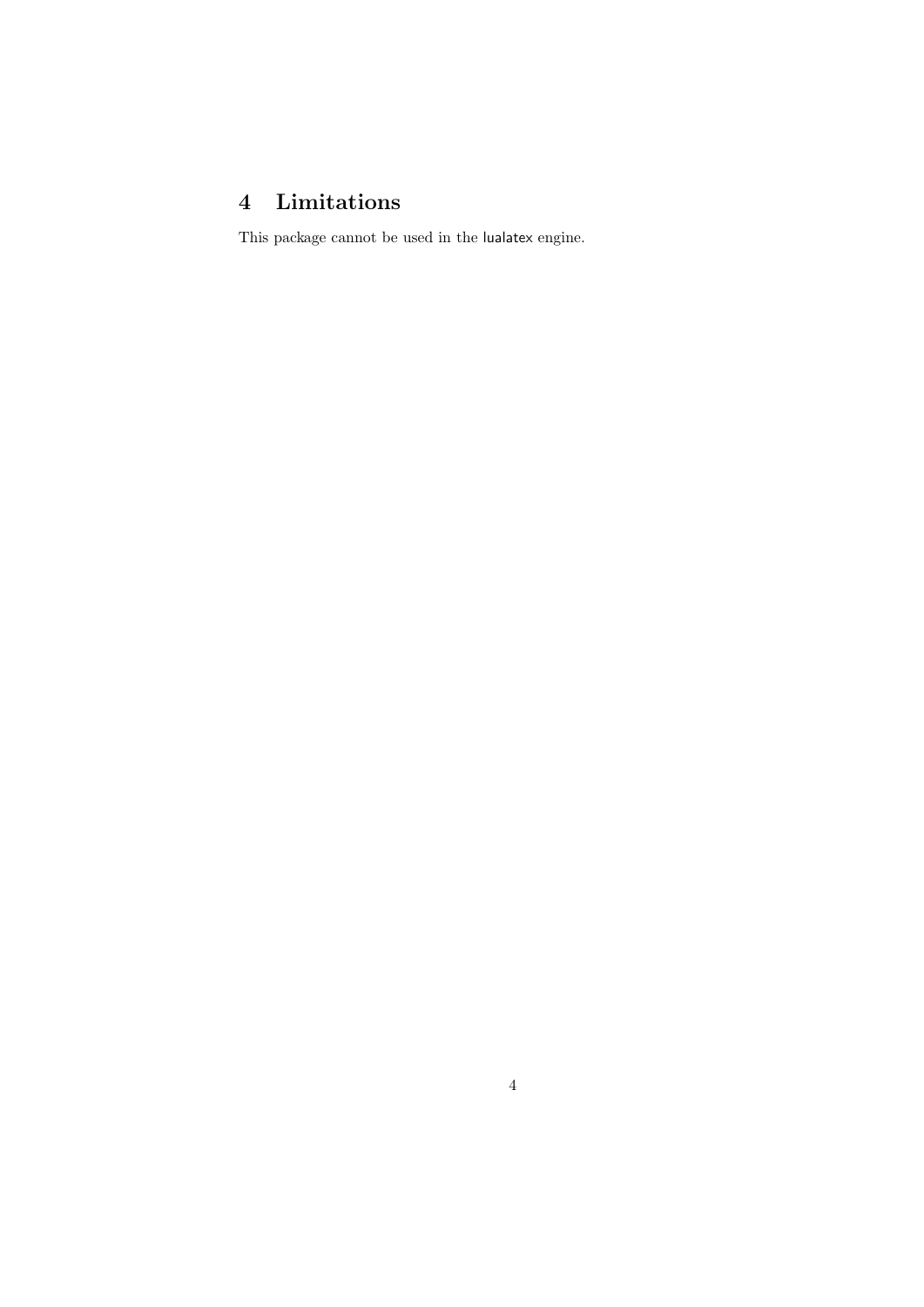## 4 Limitations

This package cannot be used in the lualatex engine.